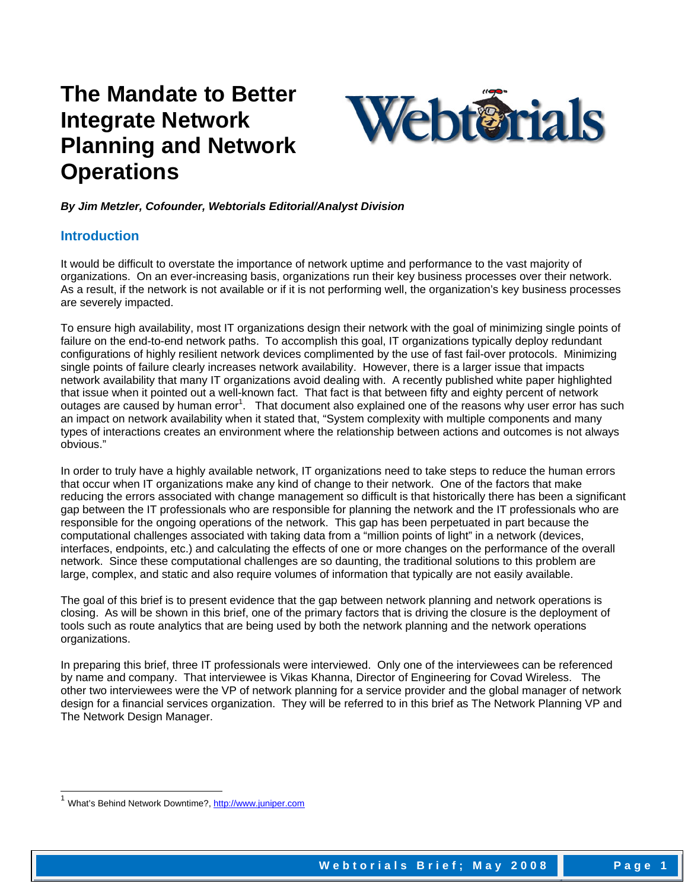# The Mandate to Better Integrate Network Planning and Network Operations

***By Jim Metzler, Cofounder, Webtorials Editorial/Analyst Division***

## Introduction

It would be difficult to overstate the importance of network uptime and performance to the vast majority of organizations. On an ever-increasing basis, organizations run their key business processes over their network. As a result, if the network is not available or if it is not performing well, the organization's key business processes are severely impacted.

To ensure high availability, most IT organizations design their network with the goal of minimizing single points of failure on the end-to-end network paths. To accomplish this goal, IT organizations typically deploy redundant configurations of highly resilient network devices complimented by the use of fast fail-over protocols. Minimizing single points of failure clearly increases network availability. However, there is a larger issue that impacts network availability that many IT organizations avoid dealing with. A recently published white paper highlighted that issue when it pointed out a well-known fact. That fact is that between fifty and eighty percent of network outages are caused by human error[1]. That document also explained one of the reasons why user error has such an impact on network availability when it stated that, "System complexity with multiple components and many types of interactions creates an environment where the relationship between actions and outcomes is not always obvious."

In order to truly have a highly available network, IT organizations need to take steps to reduce the human errors that occur when IT organizations make any kind of change to their network. One of the factors that make reducing the errors associated with change management so difficult is that historically there has been a significant gap between the IT professionals who are responsible for planning the network and the IT professionals who are responsible for the ongoing operations of the network. This gap has been perpetuated in part because the computational challenges associated with taking data from a "million points of light" in a network (devices, interfaces, endpoints, etc.) and calculating the effects of one or more changes on the performance of the overall network. Since these computational challenges are so daunting, the traditional solutions to this problem are large, complex, and static and also require volumes of information that typically are not easily available.

The goal of this brief is to present evidence that the gap between network planning and network operations is closing. As will be shown in this brief, one of the primary factors that is driving the closure is the deployment of tools such as route analytics that are being used by both the network planning and the network operations organizations.

In preparing this brief, three IT professionals were interviewed. Only one of the interviewees can be referenced by name and company. That interviewee is Vikas Khanna, Director of Engineering for Covad Wireless. The other two interviewees were the VP of network planning for a service provider and the global manager of network design for a financial services organization. They will be referred to in this brief as The Network Planning VP and The Network Design Manager.

---

[1] What's Behind Network Downtime?, http://www.juniper.com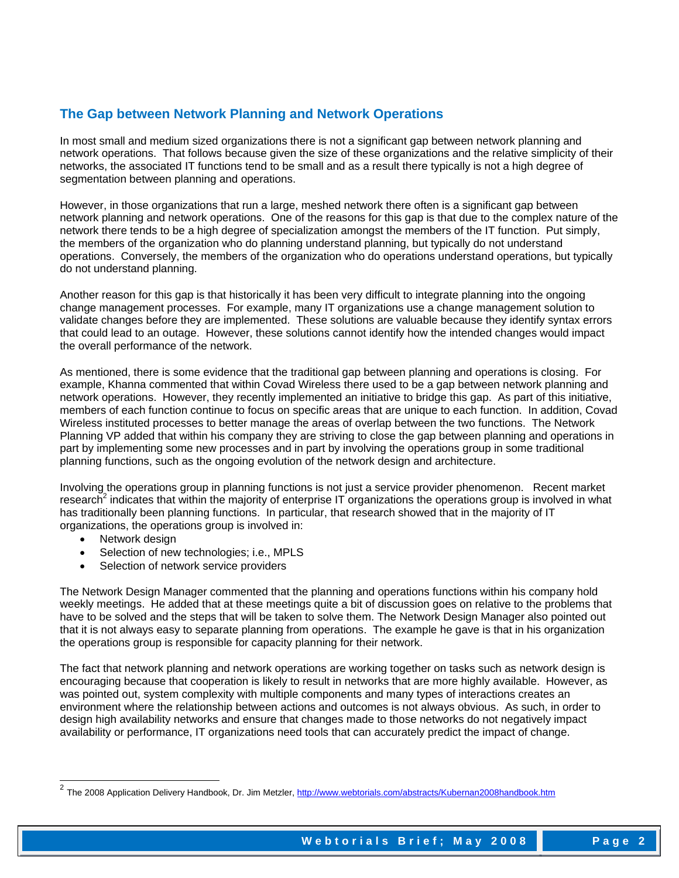## The Gap between Network Planning and Network Operations

In most small and medium sized organizations there is not a significant gap between network planning and network operations. That follows because given the size of these organizations and the relative simplicity of their networks, the associated IT functions tend to be small and as a result there typically is not a high degree of segmentation between planning and operations.

However, in those organizations that run a large, meshed network there often is a significant gap between network planning and network operations. One of the reasons for this gap is that due to the complex nature of the network there tends to be a high degree of specialization amongst the members of the IT function. Put simply, the members of the organization who do planning understand planning, but typically do not understand operations. Conversely, the members of the organization who do operations understand operations, but typically do not understand planning.

Another reason for this gap is that historically it has been very difficult to integrate planning into the ongoing change management processes. For example, many IT organizations use a change management solution to validate changes before they are implemented. These solutions are valuable because they identify syntax errors that could lead to an outage. However, these solutions cannot identify how the intended changes would impact the overall performance of the network.

As mentioned, there is some evidence that the traditional gap between planning and operations is closing. For example, Khanna commented that within Covad Wireless there used to be a gap between network planning and network operations. However, they recently implemented an initiative to bridge this gap. As part of this initiative, members of each function continue to focus on specific areas that are unique to each function. In addition, Covad Wireless instituted processes to better manage the areas of overlap between the two functions. The Network Planning VP added that within his company they are striving to close the gap between planning and operations in part by implementing some new processes and in part by involving the operations group in some traditional planning functions, such as the ongoing evolution of the network design and architecture.

Involving the operations group in planning functions is not just a service provider phenomenon. Recent market research[2] indicates that within the majority of enterprise IT organizations the operations group is involved in what has traditionally been planning functions. In particular, that research showed that in the majority of IT organizations, the operations group is involved in:

- Network design
- Selection of new technologies; i.e., MPLS
- Selection of network service providers

The Network Design Manager commented that the planning and operations functions within his company hold weekly meetings. He added that at these meetings quite a bit of discussion goes on relative to the problems that have to be solved and the steps that will be taken to solve them. The Network Design Manager also pointed out that it is not always easy to separate planning from operations. The example he gave is that in his organization the operations group is responsible for capacity planning for their network.

The fact that network planning and network operations are working together on tasks such as network design is encouraging because that cooperation is likely to result in networks that are more highly available. However, as was pointed out, system complexity with multiple components and many types of interactions creates an environment where the relationship between actions and outcomes is not always obvious. As such, in order to design high availability networks and ensure that changes made to those networks do not negatively impact availability or performance, IT organizations need tools that can accurately predict the impact of change.

---

[2] The 2008 Application Delivery Handbook, Dr. Jim Metzler, http://www.webtorials.com/abstracts/Kubernan2008handbook.htm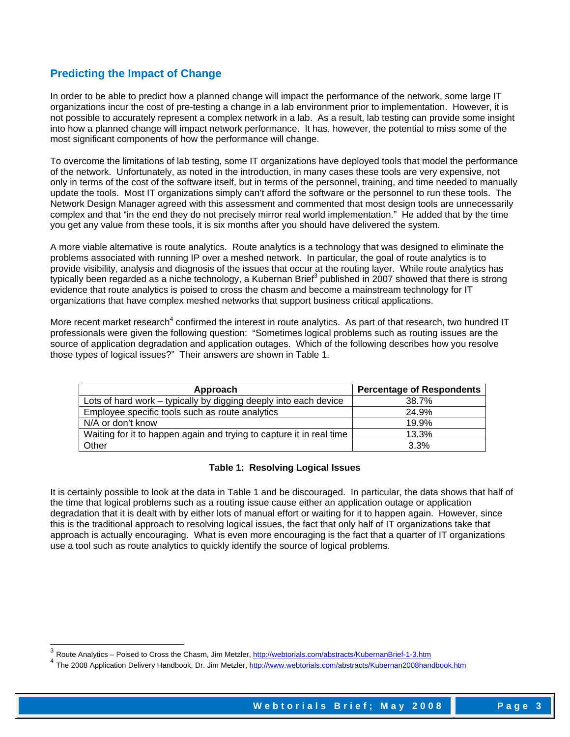## Predicting the Impact of Change

In order to be able to predict how a planned change will impact the performance of the network, some large IT organizations incur the cost of pre-testing a change in a lab environment prior to implementation. However, it is not possible to accurately represent a complex network in a lab. As a result, lab testing can provide some insight into how a planned change will impact network performance. It has, however, the potential to miss some of the most significant components of how the performance will change.

To overcome the limitations of lab testing, some IT organizations have deployed tools that model the performance of the network. Unfortunately, as noted in the introduction, in many cases these tools are very expensive, not only in terms of the cost of the software itself, but in terms of the personnel, training, and time needed to manually update the tools. Most IT organizations simply can't afford the software or the personnel to run these tools. The Network Design Manager agreed with this assessment and commented that most design tools are unnecessarily complex and that "in the end they do not precisely mirror real world implementation." He added that by the time you get any value from these tools, it is six months after you should have delivered the system.

A more viable alternative is route analytics. Route analytics is a technology that was designed to eliminate the problems associated with running IP over a meshed network. In particular, the goal of route analytics is to provide visibility, analysis and diagnosis of the issues that occur at the routing layer. While route analytics has typically been regarded as a niche technology, a Kubernan Brief[3] published in 2007 showed that there is strong evidence that route analytics is poised to cross the chasm and become a mainstream technology for IT organizations that have complex meshed networks that support business critical applications.

More recent market research[4] confirmed the interest in route analytics. As part of that research, two hundred IT professionals were given the following question: "Sometimes logical problems such as routing issues are the source of application degradation and application outages. Which of the following describes how you resolve those types of logical issues?" Their answers are shown in Table 1.

| Approach | Percentage of Respondents |
|---|---|
| Lots of hard work – typically by digging deeply into each device | 38.7% |
| Employee specific tools such as route analytics | 24.9% |
| N/A or don't know | 19.9% |
| Waiting for it to happen again and trying to capture it in real time | 13.3% |
| Other | 3.3% |

**Table 1: Resolving Logical Issues**

It is certainly possible to look at the data in Table 1 and be discouraged. In particular, the data shows that half of the time that logical problems such as a routing issue cause either an application outage or application degradation that it is dealt with by either lots of manual effort or waiting for it to happen again. However, since this is the traditional approach to resolving logical issues, the fact that only half of IT organizations take that approach is actually encouraging. What is even more encouraging is the fact that a quarter of IT organizations use a tool such as route analytics to quickly identify the source of logical problems.

---

[3] Route Analytics – Poised to Cross the Chasm, Jim Metzler, http://webtorials.com/abstracts/KubernanBrief-1-3.htm

[4] The 2008 Application Delivery Handbook, Dr. Jim Metzler, http://www.webtorials.com/abstracts/Kubernan2008handbook.htm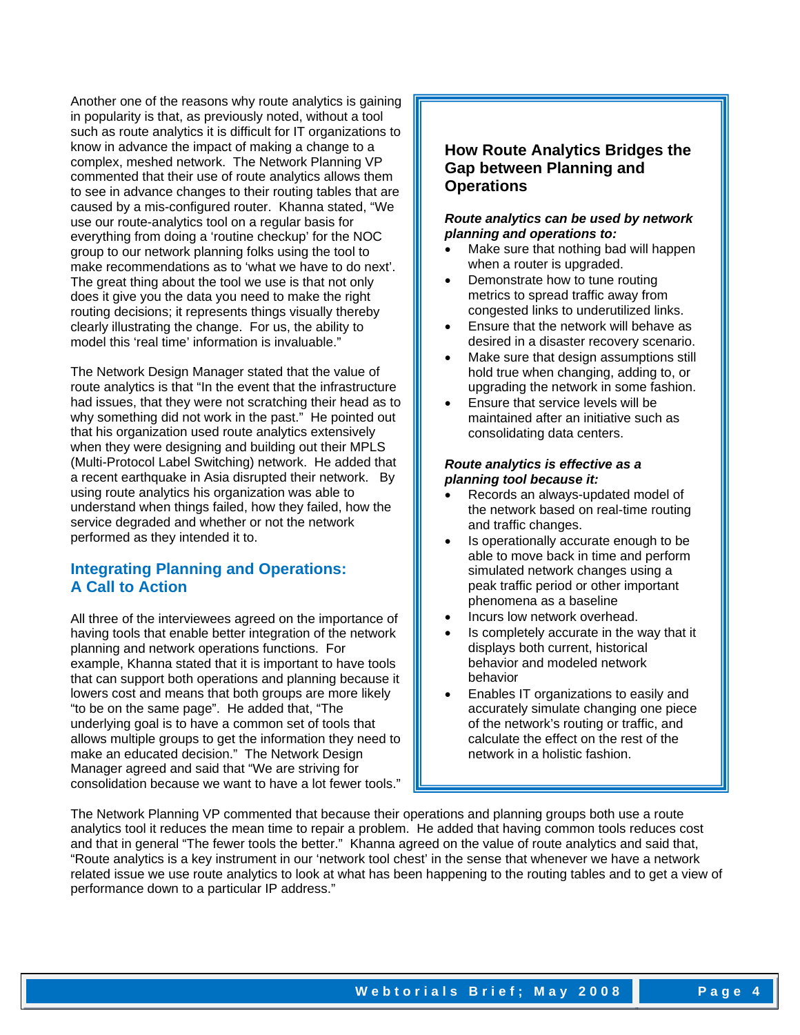Another one of the reasons why route analytics is gaining in popularity is that, as previously noted, without a tool such as route analytics it is difficult for IT organizations to know in advance the impact of making a change to a complex, meshed network. The Network Planning VP commented that their use of route analytics allows them to see in advance changes to their routing tables that are caused by a mis-configured router. Khanna stated, "We use our route-analytics tool on a regular basis for everything from doing a 'routine checkup' for the NOC group to our network planning folks using the tool to make recommendations as to 'what we have to do next'. The great thing about the tool we use is that not only does it give you the data you need to make the right routing decisions; it represents things visually thereby clearly illustrating the change. For us, the ability to model this 'real time' information is invaluable."

The Network Design Manager stated that the value of route analytics is that "In the event that the infrastructure had issues, that they were not scratching their head as to why something did not work in the past." He pointed out that his organization used route analytics extensively when they were designing and building out their MPLS (Multi-Protocol Label Switching) network. He added that a recent earthquake in Asia disrupted their network. By using route analytics his organization was able to understand when things failed, how they failed, how the service degraded and whether or not the network performed as they intended it to.

## Integrating Planning and Operations: A Call to Action

All three of the interviewees agreed on the importance of having tools that enable better integration of the network planning and network operations functions. For example, Khanna stated that it is important to have tools that can support both operations and planning because it lowers cost and means that both groups are more likely "to be on the same page". He added that, "The underlying goal is to have a common set of tools that allows multiple groups to get the information they need to make an educated decision." The Network Design Manager agreed and said that "We are striving for consolidation because we want to have a lot fewer tools."

### How Route Analytics Bridges the Gap between Planning and Operations

***Route analytics can be used by network planning and operations to:***

- Make sure that nothing bad will happen when a router is upgraded.
- Demonstrate how to tune routing metrics to spread traffic away from congested links to underutilized links.
- Ensure that the network will behave as desired in a disaster recovery scenario.
- Make sure that design assumptions still hold true when changing, adding to, or upgrading the network in some fashion.
- Ensure that service levels will be maintained after an initiative such as consolidating data centers.

***Route analytics is effective as a planning tool because it:***

- Records an always-updated model of the network based on real-time routing and traffic changes.
- Is operationally accurate enough to be able to move back in time and perform simulated network changes using a peak traffic period or other important phenomena as a baseline
- Incurs low network overhead.
- Is completely accurate in the way that it displays both current, historical behavior and modeled network behavior
- Enables IT organizations to easily and accurately simulate changing one piece of the network's routing or traffic, and calculate the effect on the rest of the network in a holistic fashion.

The Network Planning VP commented that because their operations and planning groups both use a route analytics tool it reduces the mean time to repair a problem. He added that having common tools reduces cost and that in general "The fewer tools the better." Khanna agreed on the value of route analytics and said that, "Route analytics is a key instrument in our 'network tool chest' in the sense that whenever we have a network related issue we use route analytics to look at what has been happening to the routing tables and to get a view of performance down to a particular IP address."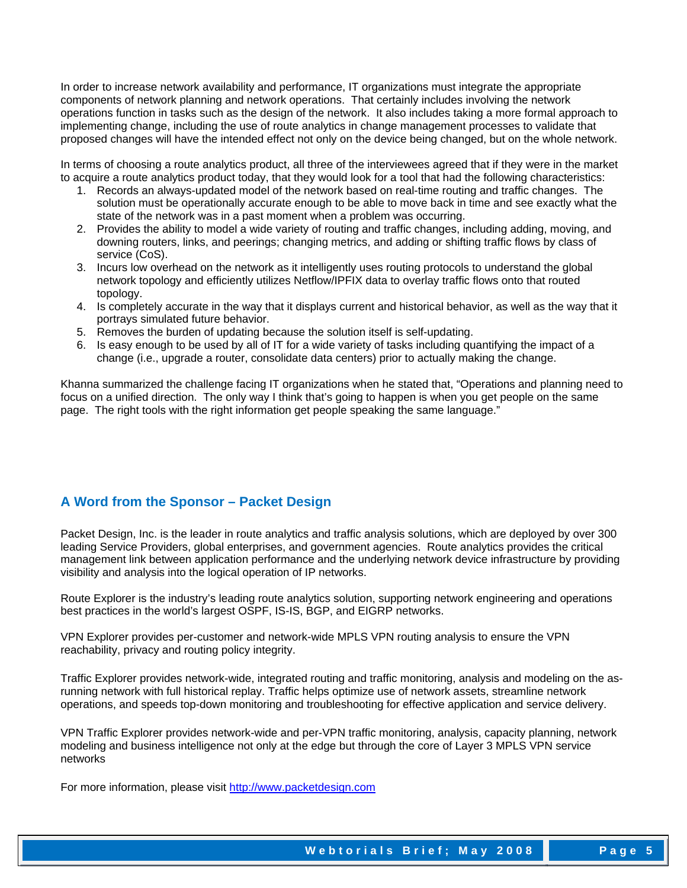In order to increase network availability and performance, IT organizations must integrate the appropriate components of network planning and network operations. That certainly includes involving the network operations function in tasks such as the design of the network. It also includes taking a more formal approach to implementing change, including the use of route analytics in change management processes to validate that proposed changes will have the intended effect not only on the device being changed, but on the whole network.

In terms of choosing a route analytics product, all three of the interviewees agreed that if they were in the market to acquire a route analytics product today, that they would look for a tool that had the following characteristics:

1. Records an always-updated model of the network based on real-time routing and traffic changes. The solution must be operationally accurate enough to be able to move back in time and see exactly what the state of the network was in a past moment when a problem was occurring.
2. Provides the ability to model a wide variety of routing and traffic changes, including adding, moving, and downing routers, links, and peerings; changing metrics, and adding or shifting traffic flows by class of service (CoS).
3. Incurs low overhead on the network as it intelligently uses routing protocols to understand the global network topology and efficiently utilizes Netflow/IPFIX data to overlay traffic flows onto that routed topology.
4. Is completely accurate in the way that it displays current and historical behavior, as well as the way that it portrays simulated future behavior.
5. Removes the burden of updating because the solution itself is self-updating.
6. Is easy enough to be used by all of IT for a wide variety of tasks including quantifying the impact of a change (i.e., upgrade a router, consolidate data centers) prior to actually making the change.

Khanna summarized the challenge facing IT organizations when he stated that, "Operations and planning need to focus on a unified direction. The only way I think that's going to happen is when you get people on the same page. The right tools with the right information get people speaking the same language."

## A Word from the Sponsor – Packet Design

Packet Design, Inc. is the leader in route analytics and traffic analysis solutions, which are deployed by over 300 leading Service Providers, global enterprises, and government agencies. Route analytics provides the critical management link between application performance and the underlying network device infrastructure by providing visibility and analysis into the logical operation of IP networks.

Route Explorer is the industry's leading route analytics solution, supporting network engineering and operations best practices in the world's largest OSPF, IS-IS, BGP, and EIGRP networks.

VPN Explorer provides per-customer and network-wide MPLS VPN routing analysis to ensure the VPN reachability, privacy and routing policy integrity.

Traffic Explorer provides network-wide, integrated routing and traffic monitoring, analysis and modeling on the as-running network with full historical replay. Traffic helps optimize use of network assets, streamline network operations, and speeds top-down monitoring and troubleshooting for effective application and service delivery.

VPN Traffic Explorer provides network-wide and per-VPN traffic monitoring, analysis, capacity planning, network modeling and business intelligence not only at the edge but through the core of Layer 3 MPLS VPN service networks

For more information, please visit [http://www.packetdesign.com](http://www.packetdesign.com)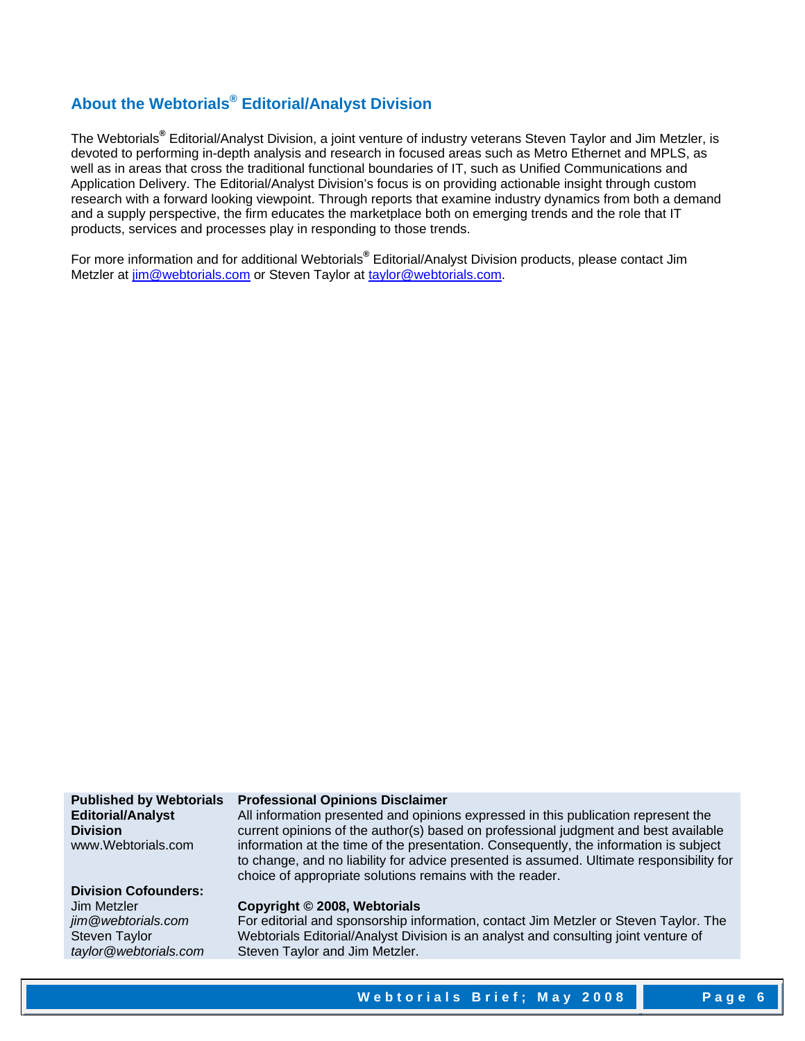## About the Webtorials® Editorial/Analyst Division

The Webtorials® Editorial/Analyst Division, a joint venture of industry veterans Steven Taylor and Jim Metzler, is devoted to performing in-depth analysis and research in focused areas such as Metro Ethernet and MPLS, as well as in areas that cross the traditional functional boundaries of IT, such as Unified Communications and Application Delivery. The Editorial/Analyst Division's focus is on providing actionable insight through custom research with a forward looking viewpoint. Through reports that examine industry dynamics from both a demand and a supply perspective, the firm educates the marketplace both on emerging trends and the role that IT products, services and processes play in responding to those trends.

For more information and for additional Webtorials® Editorial/Analyst Division products, please contact Jim Metzler at jim@webtorials.com or Steven Taylor at taylor@webtorials.com.

**Published by Webtorials Editorial/Analyst Division**
www.Webtorials.com

**Division Cofounders:**
Jim Metzler
*jim@webtorials.com*
Steven Taylor
*taylor@webtorials.com*

**Professional Opinions Disclaimer**
All information presented and opinions expressed in this publication represent the current opinions of the author(s) based on professional judgment and best available information at the time of the presentation. Consequently, the information is subject to change, and no liability for advice presented is assumed. Ultimate responsibility for choice of appropriate solutions remains with the reader.

**Copyright © 2008, Webtorials**
For editorial and sponsorship information, contact Jim Metzler or Steven Taylor. The Webtorials Editorial/Analyst Division is an analyst and consulting joint venture of Steven Taylor and Jim Metzler.